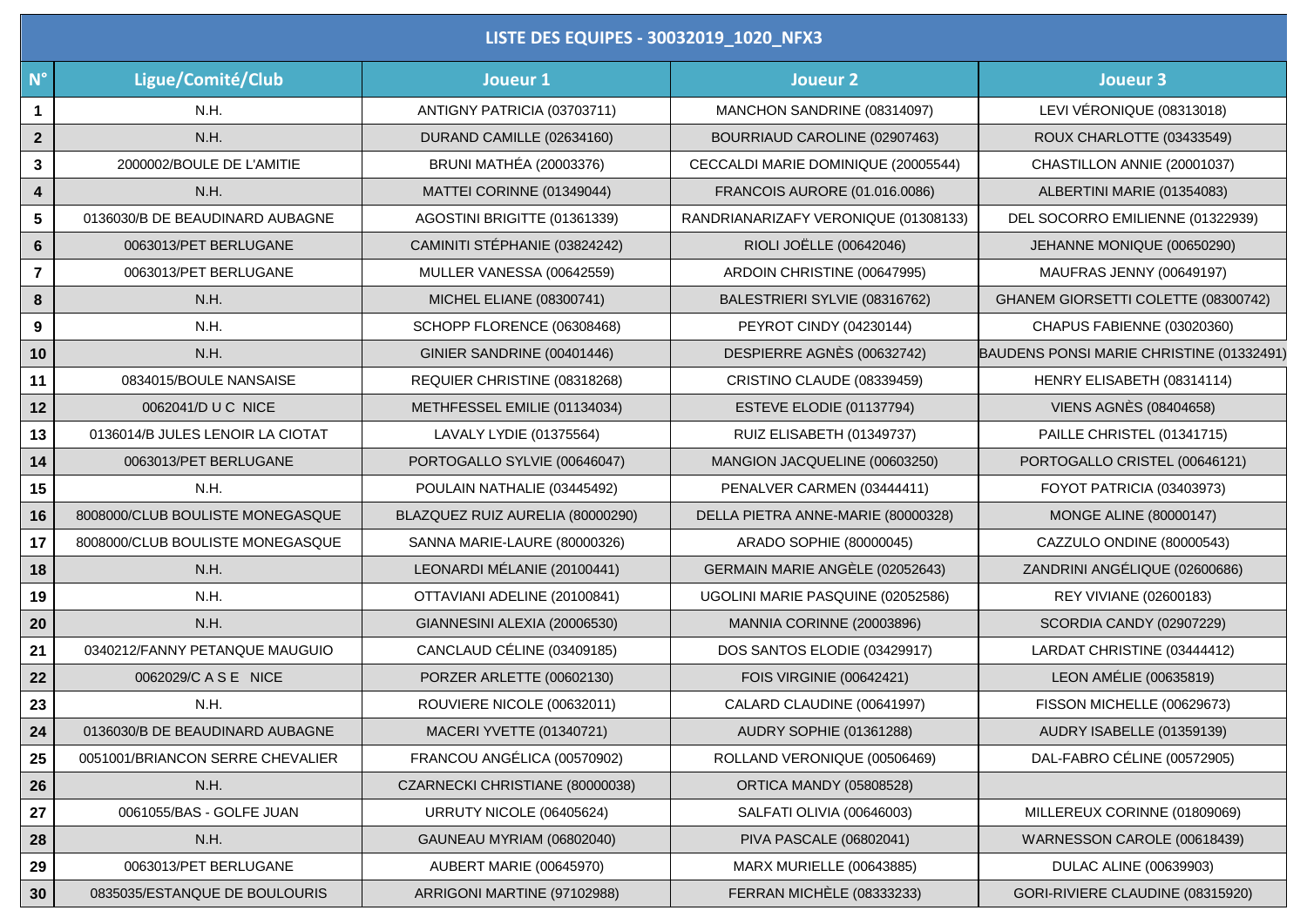| LISTE DES EQUIPES - 30032019_1020_NFX3 | | | | |
|---|---|---|---|---|
| **N°** | **Ligue/Comité/Club** | **Joueur 1** | **Joueur 2** | **Joueur 3** |
| 1 | N.H. | ANTIGNY PATRICIA (03703711) | MANCHON SANDRINE (08314097) | LEVI VÉRONIQUE (08313018) |
| 2 | N.H. | DURAND CAMILLE (02634160) | BOURRIAUD CAROLINE (02907463) | ROUX CHARLOTTE (03433549) |
| 3 | 2000002/BOULE DE L'AMITIE | BRUNI MATHÉA (20003376) | CECCALDI MARIE DOMINIQUE (20005544) | CHASTILLON ANNIE (20001037) |
| 4 | N.H. | MATTEI CORINNE (01349044) | FRANCOIS AURORE (01.016.0086) | ALBERTINI MARIE (01354083) |
| 5 | 0136030/B DE BEAUDINARD AUBAGNE | AGOSTINI BRIGITTE (01361339) | RANDRIANARIZAFY VERONIQUE (01308133) | DEL SOCORRO EMILIENNE (01322939) |
| 6 | 0063013/PET BERLUGANE | CAMINITI STÉPHANIE (03824242) | RIOLI JOËLLE (00642046) | JEHANNE MONIQUE (00650290) |
| 7 | 0063013/PET BERLUGANE | MULLER VANESSA (00642559) | ARDOIN CHRISTINE (00647995) | MAUFRAS JENNY (00649197) |
| 8 | N.H. | MICHEL ELIANE (08300741) | BALESTRIERI SYLVIE (08316762) | GHANEM GIORSETTI COLETTE (08300742) |
| 9 | N.H. | SCHOPP FLORENCE (06308468) | PEYROT CINDY (04230144) | CHAPUS FABIENNE (03020360) |
| 10 | N.H. | GINIER SANDRINE (00401446) | DESPIERRE AGNÈS (00632742) | BAUDENS PONSI MARIE CHRISTINE (01332491) |
| 11 | 0834015/BOULE NANSAISE | REQUIER CHRISTINE (08318268) | CRISTINO CLAUDE (08339459) | HENRY ELISABETH (08314114) |
| 12 | 0062041/D U C NICE | METHFESSEL EMILIE (01134034) | ESTEVE ELODIE (01137794) | VIENS AGNÈS (08404658) |
| 13 | 0136014/B JULES LENOIR LA CIOTAT | LAVALY LYDIE (01375564) | RUIZ ELISABETH (01349737) | PAILLE CHRISTEL (01341715) |
| 14 | 0063013/PET BERLUGANE | PORTOGALLO SYLVIE (00646047) | MANGION JACQUELINE (00603250) | PORTOGALLO CRISTEL (00646121) |
| 15 | N.H. | POULAIN NATHALIE (03445492) | PENALVER CARMEN (03444411) | FOYOT PATRICIA (03403973) |
| 16 | 8008000/CLUB BOULISTE MONEGASQUE | BLAZQUEZ RUIZ AURELIA (80000290) | DELLA PIETRA ANNE-MARIE (80000328) | MONGE ALINE (80000147) |
| 17 | 8008000/CLUB BOULISTE MONEGASQUE | SANNA MARIE-LAURE (80000326) | ARADO SOPHIE (80000045) | CAZZULO ONDINE (80000543) |
| 18 | N.H. | LEONARDI MÉLANIE (20100441) | GERMAIN MARIE ANGÈLE (02052643) | ZANDRINI ANGÉLIQUE (02600686) |
| 19 | N.H. | OTTAVIANI ADELINE (20100841) | UGOLINI MARIE PASQUINE (02052586) | REY VIVIANE (02600183) |
| 20 | N.H. | GIANNESINI ALEXIA (20006530) | MANNIA CORINNE (20003896) | SCORDIA CANDY (02907229) |
| 21 | 0340212/FANNY PETANQUE MAUGUIO | CANCLAUD CÉLINE (03409185) | DOS SANTOS ELODIE (03429917) | LARDAT CHRISTINE (03444412) |
| 22 | 0062029/C A S E NICE | PORZER ARLETTE (00602130) | FOIS VIRGINIE (00642421) | LEON AMÉLIE (00635819) |
| 23 | N.H. | ROUVIERE NICOLE (00632011) | CALARD CLAUDINE (00641997) | FISSON MICHELLE (00629673) |
| 24 | 0136030/B DE BEAUDINARD AUBAGNE | MACERI YVETTE (01340721) | AUDRY SOPHIE (01361288) | AUDRY ISABELLE (01359139) |
| 25 | 0051001/BRIANCON SERRE CHEVALIER | FRANCOU ANGÉLICA (00570902) | ROLLAND VERONIQUE (00506469) | DAL-FABRO CÉLINE (00572905) |
| 26 | N.H. | CZARNECKI CHRISTIANE (80000038) | ORTICA MANDY (05808528) | |
| 27 | 0061055/BAS - GOLFE JUAN | URRUTY NICOLE (06405624) | SALFATI OLIVIA (00646003) | MILLEREUX CORINNE (01809069) |
| 28 | N.H. | GAUNEAU MYRIAM (06802040) | PIVA PASCALE (06802041) | WARNESSON CAROLE (00618439) |
| 29 | 0063013/PET BERLUGANE | AUBERT MARIE (00645970) | MARX MURIELLE (00643885) | DULAC ALINE (00639903) |
| 30 | 0835035/ESTANQUE DE BOULOURIS | ARRIGONI MARTINE (97102988) | FERRAN MICHÈLE (08333233) | GORI-RIVIERE CLAUDINE (08315920) |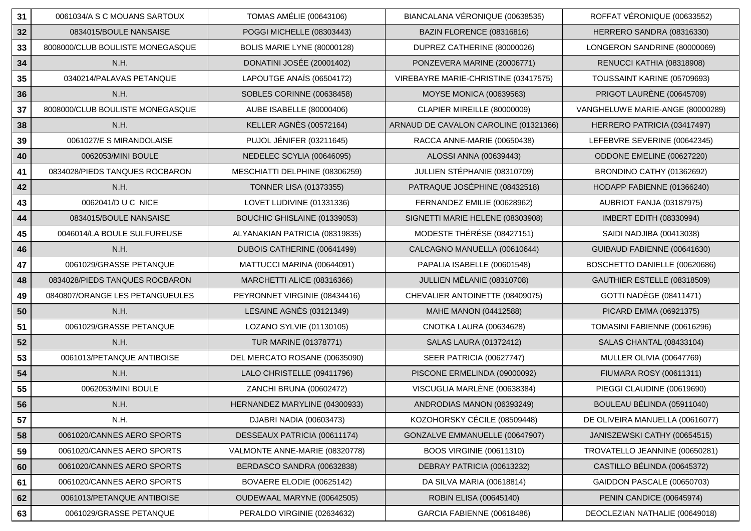| 31 | 0061034/A S C MOUANS SARTOUX | TOMAS AMÉLIE (00643106) | BIANCALANA VÉRONIQUE (00638535) | ROFFAT VÉRONIQUE (00633552) |
|---|---|---|---|---|
| 32 | 0834015/BOULE NANSAISE | POGGI MICHELLE (08303443) | BAZIN FLORENCE (08316816) | HERRERO SANDRA (08316330) |
| 33 | 8008000/CLUB BOULISTE MONEGASQUE | BOLIS MARIE LYNE (80000128) | DUPREZ CATHERINE (80000026) | LONGERON SANDRINE (80000069) |
| 34 | N.H. | DONATINI JOSÉE (20001402) | PONZEVERA MARINE (20006771) | RENUCCI KATHIA (08318908) |
| 35 | 0340214/PALAVAS PETANQUE | LAPOUTGE ANAÏS (06504172) | VIREBAYRE MARIE-CHRISTINE (03417575) | TOUSSAINT KARINE (05709693) |
| 36 | N.H. | SOBLES CORINNE (00638458) | MOYSE MONICA (00639563) | PRIGOT LAURÈNE (00645709) |
| 37 | 8008000/CLUB BOULISTE MONEGASQUE | AUBE ISABELLE (80000406) | CLAPIER MIREILLE (80000009) | VANGHELUWE MARIE-ANGE (80000289) |
| 38 | N.H. | KELLER AGNÈS (00572164) | ARNAUD DE CAVALON CAROLINE (01321366) | HERRERO PATRICIA (03417497) |
| 39 | 0061027/E S MIRANDOLAISE | PUJOL JÉNIFER (03211645) | RACCA ANNE-MARIE (00650438) | LEFEBVRE SEVERINE (00642345) |
| 40 | 0062053/MINI BOULE | NEDELEC SCYLIA (00646095) | ALOSSI ANNA (00639443) | ODDONE EMELINE (00627220) |
| 41 | 0834028/PIEDS TANQUES ROCBARON | MESCHIATTI DELPHINE (08306259) | JULLIEN STÉPHANIE (08310709) | BRONDINO CATHY (01362692) |
| 42 | N.H. | TONNER LISA (01373355) | PATRAQUE JOSÉPHINE (08432518) | HODAPP FABIENNE (01366240) |
| 43 | 0062041/D U C NICE | LOVET LUDIVINE (01331336) | FERNANDEZ EMILIE (00628962) | AUBRIOT FANJA (03187975) |
| 44 | 0834015/BOULE NANSAISE | BOUCHIC GHISLAINE (01339053) | SIGNETTI MARIE HELENE (08303908) | IMBERT EDITH (08330994) |
| 45 | 0046014/LA BOULE SULFUREUSE | ALYANAKIAN PATRICIA (08319835) | MODESTE THÉRÉSE (08427151) | SAIDI NADJIBA (00413038) |
| 46 | N.H. | DUBOIS CATHERINE (00641499) | CALCAGNO MANUELLA (00610644) | GUIBAUD FABIENNE (00641630) |
| 47 | 0061029/GRASSE PETANQUE | MATTUCCI MARINA (00644091) | PAPALIA ISABELLE (00601548) | BOSCHETTO DANIELLE (00620686) |
| 48 | 0834028/PIEDS TANQUES ROCBARON | MARCHETTI ALICE (08316366) | JULLIEN MÉLANIE (08310708) | GAUTHIER ESTELLE (08318509) |
| 49 | 0840807/ORANGE LES PETANGUEULES | PEYRONNET VIRGINIE (08434416) | CHEVALIER ANTOINETTE (08409075) | GOTTI NADÈGE (08411471) |
| 50 | N.H. | LESAINE AGNÈS (03121349) | MAHE MANON (04412588) | PICARD EMMA (06921375) |
| 51 | 0061029/GRASSE PETANQUE | LOZANO SYLVIE (01130105) | CNOTKA LAURA (00634628) | TOMASINI FABIENNE (00616296) |
| 52 | N.H. | TUR MARINE (01378771) | SALAS LAURA (01372412) | SALAS CHANTAL (08433104) |
| 53 | 0061013/PETANQUE ANTIBOISE | DEL MERCATO ROSANE (00635090) | SEER PATRICIA (00627747) | MULLER OLIVIA (00647769) |
| 54 | N.H. | LALO CHRISTELLE (09411796) | PISCONE ERMELINDA (09000092) | FIUMARA ROSY (00611311) |
| 55 | 0062053/MINI BOULE | ZANCHI BRUNA (00602472) | VISCUGLIA MARLÈNE (00638384) | PIEGGI CLAUDINE (00619690) |
| 56 | N.H. | HERNANDEZ MARYLINE (04300933) | ANDRODIAS MANON (06393249) | BOULEAU BÉLINDA (05911040) |
| 57 | N.H. | DJABRI NADIA (00603473) | KOZOHORSKY CÉCILE (08509448) | DE OLIVEIRA MANUELLA (00616077) |
| 58 | 0061020/CANNES AERO SPORTS | DESSEAUX PATRICIA (00611174) | GONZALVE EMMANUELLE (00647907) | JANISZEWSKI CATHY (00654515) |
| 59 | 0061020/CANNES AERO SPORTS | VALMONTE ANNE-MARIE (08320778) | BOOS VIRGINIE (00611310) | TROVATELLO JEANNINE (00650281) |
| 60 | 0061020/CANNES AERO SPORTS | BERDASCO SANDRA (00632838) | DEBRAY PATRICIA (00613232) | CASTILLO BÉLINDA (00645372) |
| 61 | 0061020/CANNES AERO SPORTS | BOVAERE ELODIE (00625142) | DA SILVA MARIA (00618814) | GAIDDON PASCALE (00650703) |
| 62 | 0061013/PETANQUE ANTIBOISE | OUDEWAAL MARYNE (00642505) | ROBIN ELISA (00645140) | PENIN CANDICE (00645974) |
| 63 | 0061029/GRASSE PETANQUE | PERALDO VIRGINIE (02634632) | GARCIA FABIENNE (00618486) | DEOCLEZIAN NATHALIE (00649018) |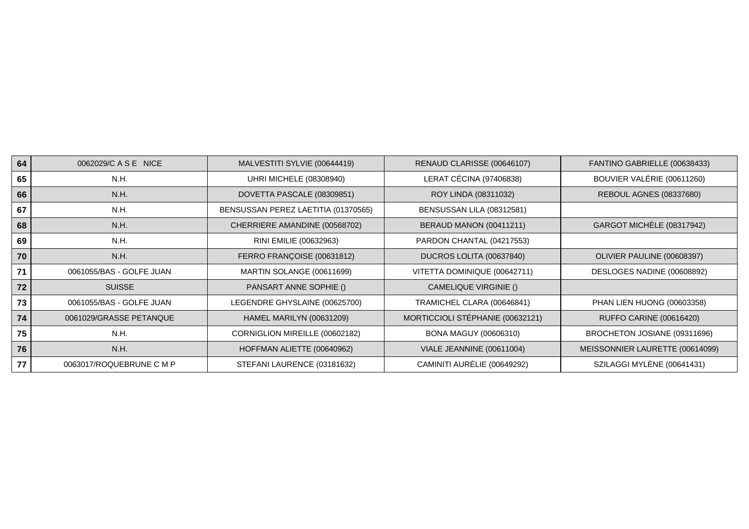| | | | | |
|---|---|---|---|---|
| 64 | 0062029/C A S E NICE | MALVESTITI SYLVIE (00644419) | RENAUD CLARISSE (00646107) | FANTINO GABRIELLE (00638433) |
| 65 | N.H. | UHRI MICHELE (08308940) | LERAT CÉCINA (97406838) | BOUVIER VALÉRIE (00611260) |
| 66 | N.H. | DOVETTA PASCALE (08309851) | ROY LINDA (08311032) | REBOUL AGNES (08337680) |
| 67 | N.H. | BENSUSSAN PEREZ LAETITIA (01370565) | BENSUSSAN LILA (08312581) | |
| 68 | N.H. | CHERRIERE AMANDINE (00568702) | BERAUD MANON (00411211) | GARGOT MICHÈLE (08317942) |
| 69 | N.H. | RINI EMILIE (00632963) | PARDON CHANTAL (04217553) | |
| 70 | N.H. | FERRO FRANÇOISE (00631812) | DUCROS LOLITA (00637840) | OLIVIER PAULINE (00608397) |
| 71 | 0061055/BAS - GOLFE JUAN | MARTIN SOLANGE (00611699) | VITETTA DOMINIQUE (00642711) | DESLOGES NADINE (00608892) |
| 72 | SUISSE | PANSART ANNE SOPHIE () | CAMELIQUE VIRGINIE () | |
| 73 | 0061055/BAS - GOLFE JUAN | LEGENDRE GHYSLAINE (00625700) | TRAMICHEL CLARA (00646841) | PHAN LIEN HUONG (00603358) |
| 74 | 0061029/GRASSE PETANQUE | HAMEL MARILYN (00631209) | MORTICCIOLI STÉPHANIE (00632121) | RUFFO CARINE (00616420) |
| 75 | N.H. | CORNIGLION MIREILLE (00602182) | BONA MAGUY (00606310) | BROCHETON JOSIANE (09311696) |
| 76 | N.H. | HOFFMAN ALIETTE (00640962) | VIALE JEANNINE (00611004) | MEISSONNIER LAURETTE (00614099) |
| 77 | 0063017/ROQUEBRUNE C M P | STEFANI LAURENCE (03181632) | CAMINITI AURÉLIE (00649292) | SZILAGGI MYLÈNE (00641431) |